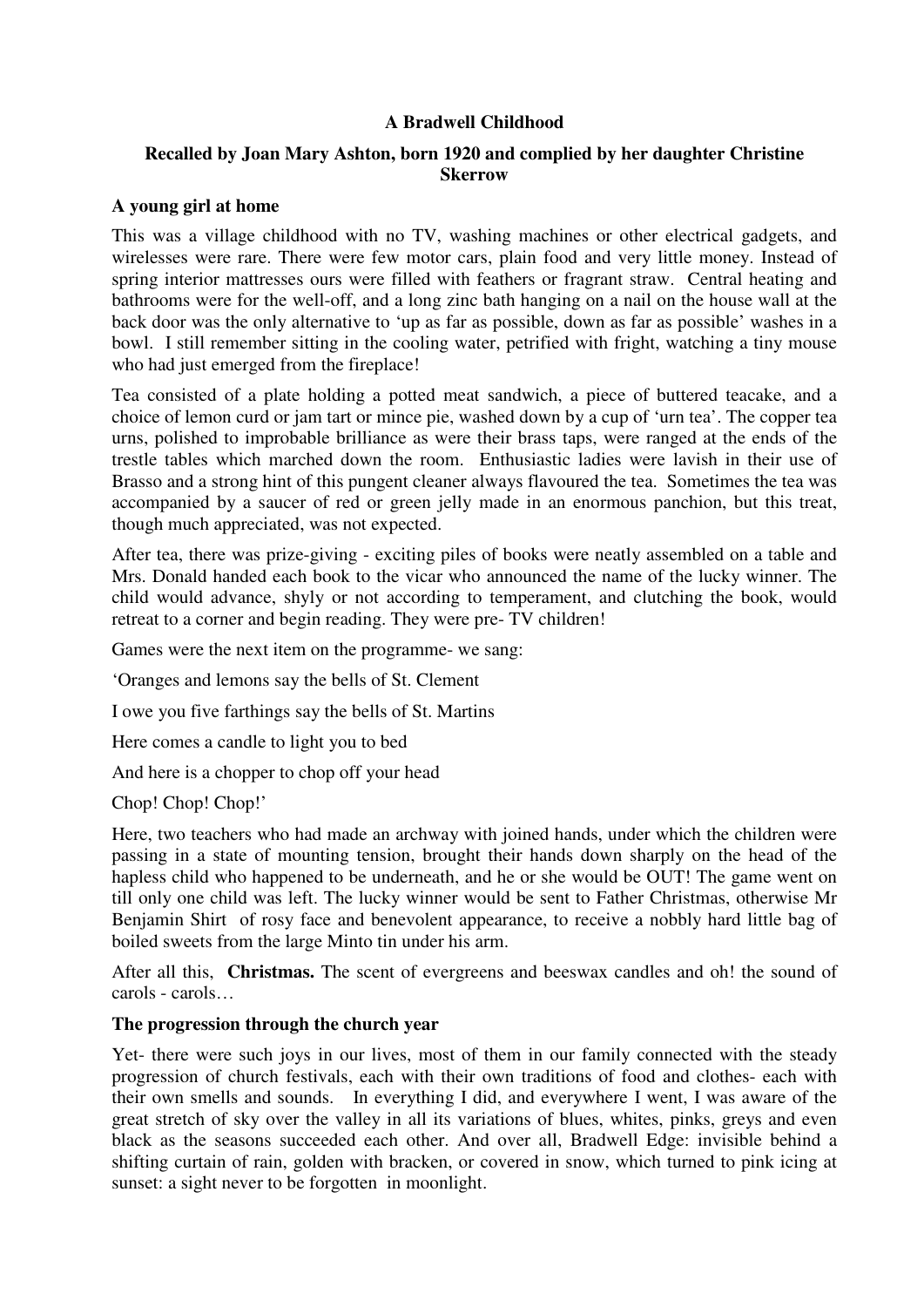# A Bradwell Childhood

## Recalled by Joan Mary Ashton, born 1920 and complied by her daughter Christine Skerrow

### A young girl at home

This was a village childhood with no TV, washing machines or other electrical gadgets, and wirelesses were rare. There were few motor cars, plain food and very little money. Instead of spring interior mattresses ours were filled with feathers or fragrant straw. Central heating and bathrooms were for the well-off, and a long zinc bath hanging on a nail on the house wall at the back door was the only alternative to 'up as far as possible, down as far as possible' washes in a bowl. I still remember sitting in the cooling water, petrified with fright, watching a tiny mouse who had just emerged from the fireplace!

Tea consisted of a plate holding a potted meat sandwich, a piece of buttered teacake, and a choice of lemon curd or jam tart or mince pie, washed down by a cup of 'urn tea'. The copper tea urns, polished to improbable brilliance as were their brass taps, were ranged at the ends of the trestle tables which marched down the room. Enthusiastic ladies were lavish in their use of Brasso and a strong hint of this pungent cleaner always flavoured the tea. Sometimes the tea was accompanied by a saucer of red or green jelly made in an enormous panchion, but this treat, though much appreciated, was not expected.

After tea, there was prize-giving - exciting piles of books were neatly assembled on a table and Mrs. Donald handed each book to the vicar who announced the name of the lucky winner. The child would advance, shyly or not according to temperament, and clutching the book, would retreat to a corner and begin reading. They were pre- TV children!

Games were the next item on the programme- we sang:

'Oranges and lemons say the bells of St. Clement

I owe you five farthings say the bells of St. Martins

Here comes a candle to light you to bed

And here is a chopper to chop off your head

Chop! Chop! Chop!'

Here, two teachers who had made an archway with joined hands, under which the children were passing in a state of mounting tension, brought their hands down sharply on the head of the hapless child who happened to be underneath, and he or she would be OUT! The game went on till only one child was left. The lucky winner would be sent to Father Christmas, otherwise Mr Benjamin Shirt of rosy face and benevolent appearance, to receive a nobbly hard little bag of boiled sweets from the large Minto tin under his arm.

After all this, **Christmas.** The scent of evergreens and beeswax candles and oh! the sound of carols - carols…

### The progression through the church year

Yet- there were such joys in our lives, most of them in our family connected with the steady progression of church festivals, each with their own traditions of food and clothes- each with their own smells and sounds. In everything I did, and everywhere I went, I was aware of the great stretch of sky over the valley in all its variations of blues, whites, pinks, greys and even black as the seasons succeeded each other. And over all, Bradwell Edge: invisible behind a shifting curtain of rain, golden with bracken, or covered in snow, which turned to pink icing at sunset: a sight never to be forgotten in moonlight.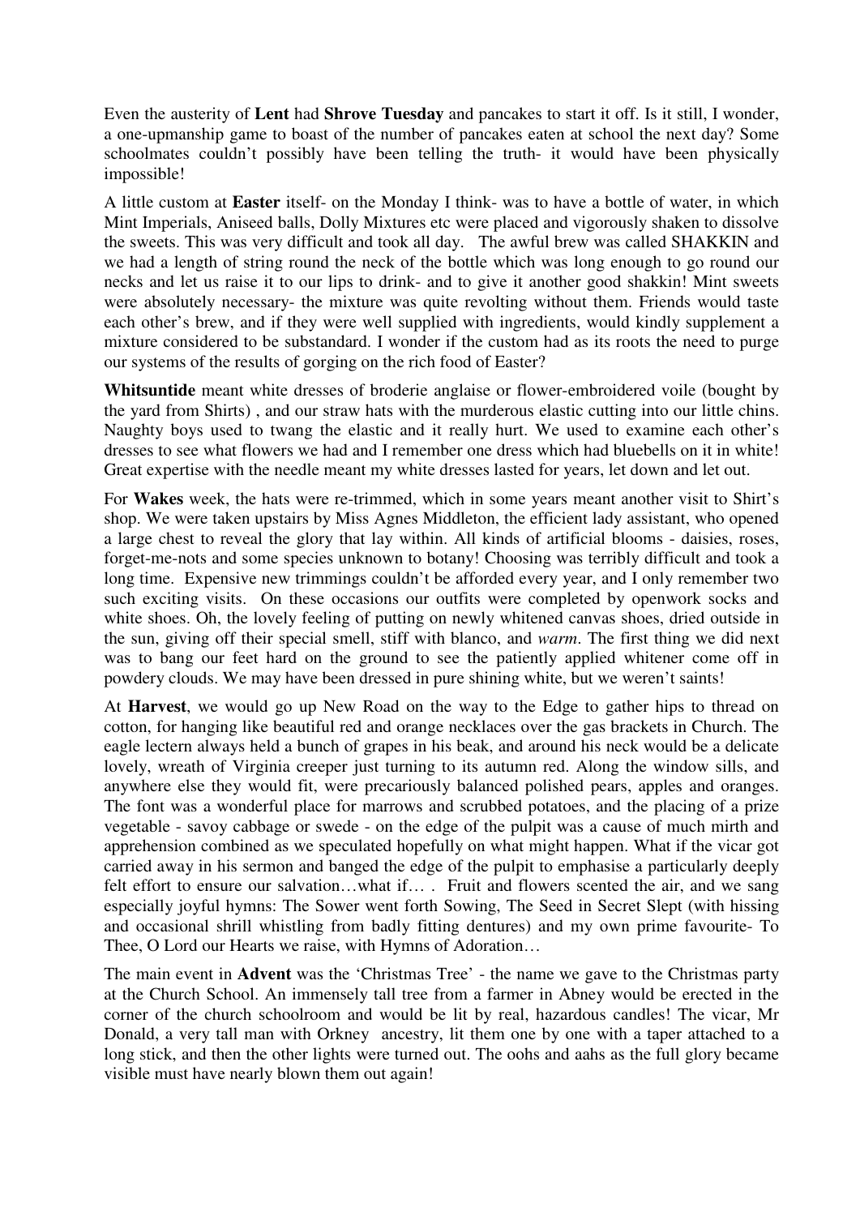Even the austerity of **Lent** had **Shrove Tuesday** and pancakes to start it off. Is it still, I wonder, a one-upmanship game to boast of the number of pancakes eaten at school the next day? Some schoolmates couldn't possibly have been telling the truth- it would have been physically impossible!

A little custom at **Easter** itself- on the Monday I think- was to have a bottle of water, in which Mint Imperials, Aniseed balls, Dolly Mixtures etc were placed and vigorously shaken to dissolve the sweets. This was very difficult and took all day. The awful brew was called SHAKKIN and we had a length of string round the neck of the bottle which was long enough to go round our necks and let us raise it to our lips to drink- and to give it another good shakkin! Mint sweets were absolutely necessary- the mixture was quite revolting without them. Friends would taste each other's brew, and if they were well supplied with ingredients, would kindly supplement a mixture considered to be substandard. I wonder if the custom had as its roots the need to purge our systems of the results of gorging on the rich food of Easter?

**Whitsuntide** meant white dresses of broderie anglaise or flower-embroidered voile (bought by the yard from Shirts) , and our straw hats with the murderous elastic cutting into our little chins. Naughty boys used to twang the elastic and it really hurt. We used to examine each other's dresses to see what flowers we had and I remember one dress which had bluebells on it in white! Great expertise with the needle meant my white dresses lasted for years, let down and let out.

For **Wakes** week, the hats were re-trimmed, which in some years meant another visit to Shirt's shop. We were taken upstairs by Miss Agnes Middleton, the efficient lady assistant, who opened a large chest to reveal the glory that lay within. All kinds of artificial blooms - daisies, roses, forget-me-nots and some species unknown to botany! Choosing was terribly difficult and took a long time. Expensive new trimmings couldn't be afforded every year, and I only remember two such exciting visits. On these occasions our outfits were completed by openwork socks and white shoes. Oh, the lovely feeling of putting on newly whitened canvas shoes, dried outside in the sun, giving off their special smell, stiff with blanco, and *warm*. The first thing we did next was to bang our feet hard on the ground to see the patiently applied whitener come off in powdery clouds. We may have been dressed in pure shining white, but we weren't saints!

At **Harvest**, we would go up New Road on the way to the Edge to gather hips to thread on cotton, for hanging like beautiful red and orange necklaces over the gas brackets in Church. The eagle lectern always held a bunch of grapes in his beak, and around his neck would be a delicate lovely, wreath of Virginia creeper just turning to its autumn red. Along the window sills, and anywhere else they would fit, were precariously balanced polished pears, apples and oranges. The font was a wonderful place for marrows and scrubbed potatoes, and the placing of a prize vegetable - savoy cabbage or swede - on the edge of the pulpit was a cause of much mirth and apprehension combined as we speculated hopefully on what might happen. What if the vicar got carried away in his sermon and banged the edge of the pulpit to emphasise a particularly deeply felt effort to ensure our salvation…what if… . Fruit and flowers scented the air, and we sang especially joyful hymns: The Sower went forth Sowing, The Seed in Secret Slept (with hissing and occasional shrill whistling from badly fitting dentures) and my own prime favourite- To Thee, O Lord our Hearts we raise, with Hymns of Adoration…

The main event in **Advent** was the 'Christmas Tree' - the name we gave to the Christmas party at the Church School. An immensely tall tree from a farmer in Abney would be erected in the corner of the church schoolroom and would be lit by real, hazardous candles! The vicar, Mr Donald, a very tall man with Orkney ancestry, lit them one by one with a taper attached to a long stick, and then the other lights were turned out. The oohs and aahs as the full glory became visible must have nearly blown them out again!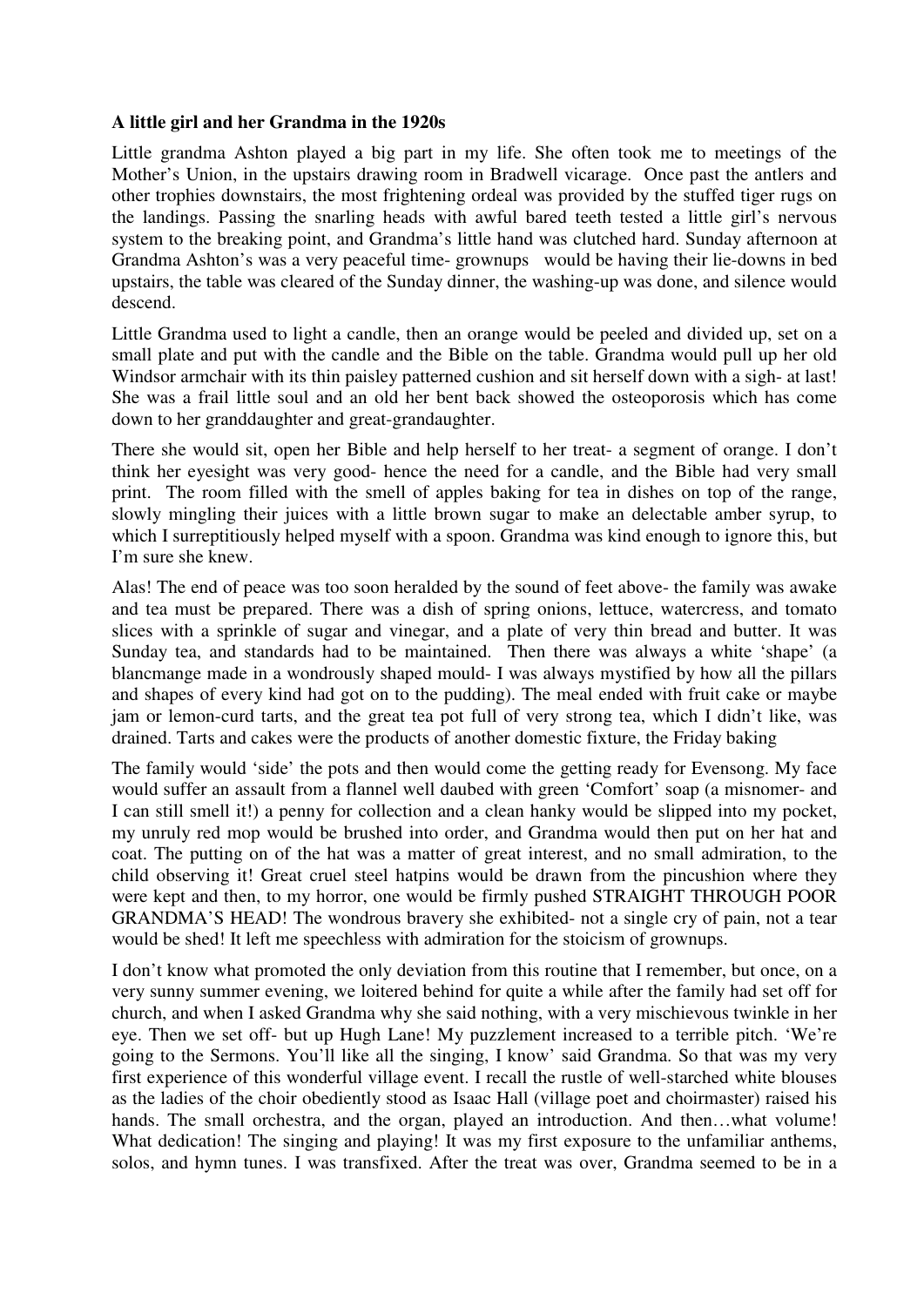**A little girl and her Grandma in the 1920s**

Little grandma Ashton played a big part in my life. She often took me to meetings of the Mother's Union, in the upstairs drawing room in Bradwell vicarage. Once past the antlers and other trophies downstairs, the most frightening ordeal was provided by the stuffed tiger rugs on the landings. Passing the snarling heads with awful bared teeth tested a little girl's nervous system to the breaking point, and Grandma's little hand was clutched hard. Sunday afternoon at Grandma Ashton's was a very peaceful time- grownups would be having their lie-downs in bed upstairs, the table was cleared of the Sunday dinner, the washing-up was done, and silence would descend.

Little Grandma used to light a candle, then an orange would be peeled and divided up, set on a small plate and put with the candle and the Bible on the table. Grandma would pull up her old Windsor armchair with its thin paisley patterned cushion and sit herself down with a sigh- at last! She was a frail little soul and an old her bent back showed the osteoporosis which has come down to her granddaughter and great-grandaughter.

There she would sit, open her Bible and help herself to her treat- a segment of orange. I don't think her eyesight was very good- hence the need for a candle, and the Bible had very small print. The room filled with the smell of apples baking for tea in dishes on top of the range, slowly mingling their juices with a little brown sugar to make an delectable amber syrup, to which I surreptitiously helped myself with a spoon. Grandma was kind enough to ignore this, but I'm sure she knew.

Alas! The end of peace was too soon heralded by the sound of feet above- the family was awake and tea must be prepared. There was a dish of spring onions, lettuce, watercress, and tomato slices with a sprinkle of sugar and vinegar, and a plate of very thin bread and butter. It was Sunday tea, and standards had to be maintained. Then there was always a white 'shape' (a blancmange made in a wondrously shaped mould- I was always mystified by how all the pillars and shapes of every kind had got on to the pudding). The meal ended with fruit cake or maybe jam or lemon-curd tarts, and the great tea pot full of very strong tea, which I didn't like, was drained. Tarts and cakes were the products of another domestic fixture, the Friday baking

The family would 'side' the pots and then would come the getting ready for Evensong. My face would suffer an assault from a flannel well daubed with green 'Comfort' soap (a misnomer- and I can still smell it!) a penny for collection and a clean hanky would be slipped into my pocket, my unruly red mop would be brushed into order, and Grandma would then put on her hat and coat. The putting on of the hat was a matter of great interest, and no small admiration, to the child observing it! Great cruel steel hatpins would be drawn from the pincushion where they were kept and then, to my horror, one would be firmly pushed STRAIGHT THROUGH POOR GRANDMA'S HEAD! The wondrous bravery she exhibited- not a single cry of pain, not a tear would be shed! It left me speechless with admiration for the stoicism of grownups.

I don't know what promoted the only deviation from this routine that I remember, but once, on a very sunny summer evening, we loitered behind for quite a while after the family had set off for church, and when I asked Grandma why she said nothing, with a very mischievous twinkle in her eye. Then we set off- but up Hugh Lane! My puzzlement increased to a terrible pitch. 'We're going to the Sermons. You'll like all the singing, I know' said Grandma. So that was my very first experience of this wonderful village event. I recall the rustle of well-starched white blouses as the ladies of the choir obediently stood as Isaac Hall (village poet and choirmaster) raised his hands. The small orchestra, and the organ, played an introduction. And then…what volume! What dedication! The singing and playing! It was my first exposure to the unfamiliar anthems, solos, and hymn tunes. I was transfixed. After the treat was over, Grandma seemed to be in a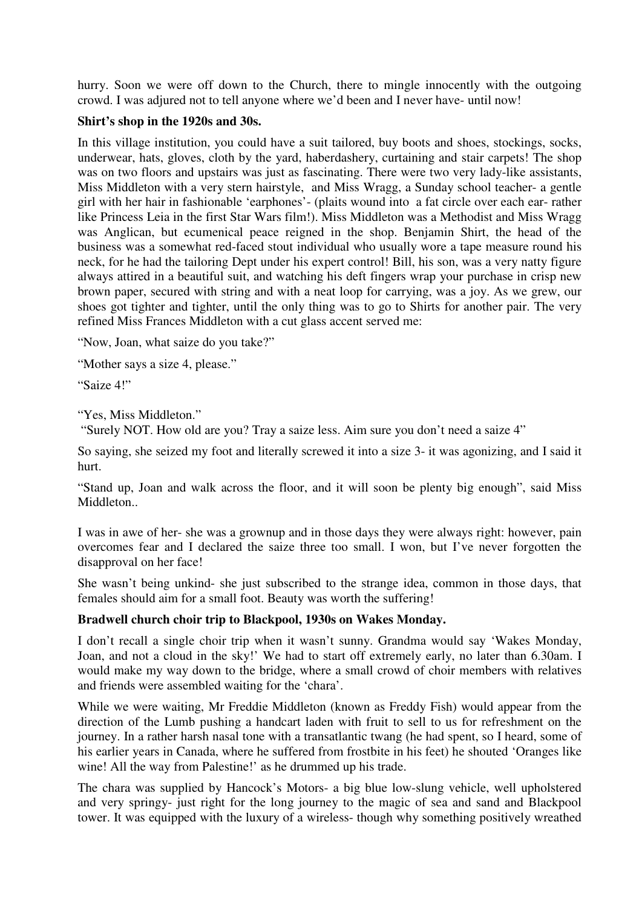hurry. Soon we were off down to the Church, there to mingle innocently with the outgoing crowd. I was adjured not to tell anyone where we'd been and I never have- until now!

**Shirt's shop in the 1920s and 30s.**

In this village institution, you could have a suit tailored, buy boots and shoes, stockings, socks, underwear, hats, gloves, cloth by the yard, haberdashery, curtaining and stair carpets! The shop was on two floors and upstairs was just as fascinating. There were two very lady-like assistants, Miss Middleton with a very stern hairstyle, and Miss Wragg, a Sunday school teacher- a gentle girl with her hair in fashionable 'earphones'- (plaits wound into a fat circle over each ear- rather like Princess Leia in the first Star Wars film!). Miss Middleton was a Methodist and Miss Wragg was Anglican, but ecumenical peace reigned in the shop. Benjamin Shirt, the head of the business was a somewhat red-faced stout individual who usually wore a tape measure round his neck, for he had the tailoring Dept under his expert control! Bill, his son, was a very natty figure always attired in a beautiful suit, and watching his deft fingers wrap your purchase in crisp new brown paper, secured with string and with a neat loop for carrying, was a joy. As we grew, our shoes got tighter and tighter, until the only thing was to go to Shirts for another pair. The very refined Miss Frances Middleton with a cut glass accent served me:

"Now, Joan, what saize do you take?"

"Mother says a size 4, please."

"Saize 4!"

"Yes, Miss Middleton."

"Surely NOT. How old are you? Tray a saize less. Aim sure you don't need a saize 4"

So saying, she seized my foot and literally screwed it into a size 3- it was agonizing, and I said it hurt.

"Stand up, Joan and walk across the floor, and it will soon be plenty big enough", said Miss Middleton..

I was in awe of her- she was a grownup and in those days they were always right: however, pain overcomes fear and I declared the saize three too small. I won, but I've never forgotten the disapproval on her face!

She wasn't being unkind- she just subscribed to the strange idea, common in those days, that females should aim for a small foot. Beauty was worth the suffering!

**Bradwell church choir trip to Blackpool, 1930s on Wakes Monday.**

I don't recall a single choir trip when it wasn't sunny. Grandma would say 'Wakes Monday, Joan, and not a cloud in the sky!' We had to start off extremely early, no later than 6.30am. I would make my way down to the bridge, where a small crowd of choir members with relatives and friends were assembled waiting for the 'chara'.

While we were waiting, Mr Freddie Middleton (known as Freddy Fish) would appear from the direction of the Lumb pushing a handcart laden with fruit to sell to us for refreshment on the journey. In a rather harsh nasal tone with a transatlantic twang (he had spent, so I heard, some of his earlier years in Canada, where he suffered from frostbite in his feet) he shouted 'Oranges like wine! All the way from Palestine!' as he drummed up his trade.

The chara was supplied by Hancock's Motors- a big blue low-slung vehicle, well upholstered and very springy- just right for the long journey to the magic of sea and sand and Blackpool tower. It was equipped with the luxury of a wireless- though why something positively wreathed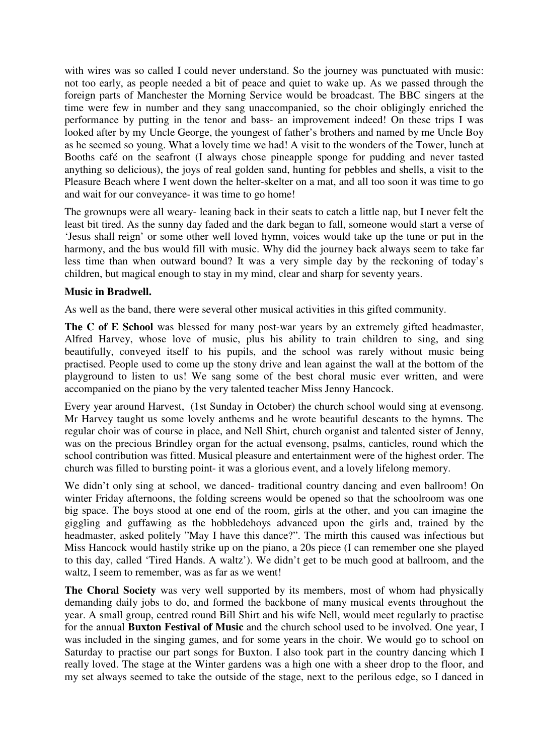with wires was so called I could never understand. So the journey was punctuated with music: not too early, as people needed a bit of peace and quiet to wake up. As we passed through the foreign parts of Manchester the Morning Service would be broadcast. The BBC singers at the time were few in number and they sang unaccompanied, so the choir obligingly enriched the performance by putting in the tenor and bass- an improvement indeed! On these trips I was looked after by my Uncle George, the youngest of father's brothers and named by me Uncle Boy as he seemed so young. What a lovely time we had! A visit to the wonders of the Tower, lunch at Booths café on the seafront (I always chose pineapple sponge for pudding and never tasted anything so delicious), the joys of real golden sand, hunting for pebbles and shells, a visit to the Pleasure Beach where I went down the helter-skelter on a mat, and all too soon it was time to go and wait for our conveyance- it was time to go home!

The grownups were all weary- leaning back in their seats to catch a little nap, but I never felt the least bit tired. As the sunny day faded and the dark began to fall, someone would start a verse of 'Jesus shall reign' or some other well loved hymn, voices would take up the tune or put in the harmony, and the bus would fill with music. Why did the journey back always seem to take far less time than when outward bound? It was a very simple day by the reckoning of today's children, but magical enough to stay in my mind, clear and sharp for seventy years.

**Music in Bradwell.**

As well as the band, there were several other musical activities in this gifted community.

**The C of E School** was blessed for many post-war years by an extremely gifted headmaster, Alfred Harvey, whose love of music, plus his ability to train children to sing, and sing beautifully, conveyed itself to his pupils, and the school was rarely without music being practised. People used to come up the stony drive and lean against the wall at the bottom of the playground to listen to us! We sang some of the best choral music ever written, and were accompanied on the piano by the very talented teacher Miss Jenny Hancock.

Every year around Harvest, (1st Sunday in October) the church school would sing at evensong. Mr Harvey taught us some lovely anthems and he wrote beautiful descants to the hymns. The regular choir was of course in place, and Nell Shirt, church organist and talented sister of Jenny, was on the precious Brindley organ for the actual evensong, psalms, canticles, round which the school contribution was fitted. Musical pleasure and entertainment were of the highest order. The church was filled to bursting point- it was a glorious event, and a lovely lifelong memory.

We didn't only sing at school, we danced- traditional country dancing and even ballroom! On winter Friday afternoons, the folding screens would be opened so that the schoolroom was one big space. The boys stood at one end of the room, girls at the other, and you can imagine the giggling and guffawing as the hobbledehoys advanced upon the girls and, trained by the headmaster, asked politely "May I have this dance?". The mirth this caused was infectious but Miss Hancock would hastily strike up on the piano, a 20s piece (I can remember one she played to this day, called 'Tired Hands. A waltz'). We didn't get to be much good at ballroom, and the waltz, I seem to remember, was as far as we went!

**The Choral Society** was very well supported by its members, most of whom had physically demanding daily jobs to do, and formed the backbone of many musical events throughout the year. A small group, centred round Bill Shirt and his wife Nell, would meet regularly to practise for the annual **Buxton Festival of Music** and the church school used to be involved. One year, I was included in the singing games, and for some years in the choir. We would go to school on Saturday to practise our part songs for Buxton. I also took part in the country dancing which I really loved. The stage at the Winter gardens was a high one with a sheer drop to the floor, and my set always seemed to take the outside of the stage, next to the perilous edge, so I danced in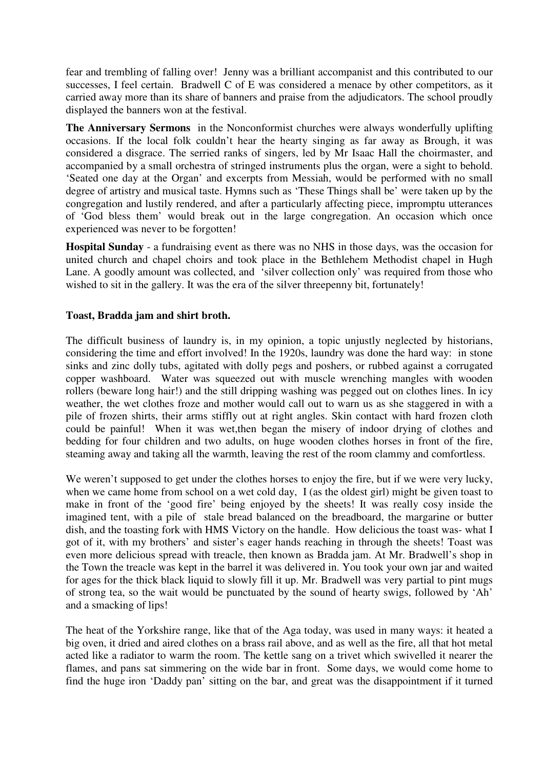fear and trembling of falling over! Jenny was a brilliant accompanist and this contributed to our successes, I feel certain. Bradwell C of E was considered a menace by other competitors, as it carried away more than its share of banners and praise from the adjudicators. The school proudly displayed the banners won at the festival.

**The Anniversary Sermons** in the Nonconformist churches were always wonderfully uplifting occasions. If the local folk couldn't hear the hearty singing as far away as Brough, it was considered a disgrace. The serried ranks of singers, led by Mr Isaac Hall the choirmaster, and accompanied by a small orchestra of stringed instruments plus the organ, were a sight to behold. 'Seated one day at the Organ' and excerpts from Messiah, would be performed with no small degree of artistry and musical taste. Hymns such as 'These Things shall be' were taken up by the congregation and lustily rendered, and after a particularly affecting piece, impromptu utterances of 'God bless them' would break out in the large congregation. An occasion which once experienced was never to be forgotten!

**Hospital Sunday** - a fundraising event as there was no NHS in those days, was the occasion for united church and chapel choirs and took place in the Bethlehem Methodist chapel in Hugh Lane. A goodly amount was collected, and 'silver collection only' was required from those who wished to sit in the gallery. It was the era of the silver threepenny bit, fortunately!

**Toast, Bradda jam and shirt broth.**

The difficult business of laundry is, in my opinion, a topic unjustly neglected by historians, considering the time and effort involved! In the 1920s, laundry was done the hard way: in stone sinks and zinc dolly tubs, agitated with dolly pegs and poshers, or rubbed against a corrugated copper washboard. Water was squeezed out with muscle wrenching mangles with wooden rollers (beware long hair!) and the still dripping washing was pegged out on clothes lines. In icy weather, the wet clothes froze and mother would call out to warn us as she staggered in with a pile of frozen shirts, their arms stiffly out at right angles. Skin contact with hard frozen cloth could be painful! When it was wet,then began the misery of indoor drying of clothes and bedding for four children and two adults, on huge wooden clothes horses in front of the fire, steaming away and taking all the warmth, leaving the rest of the room clammy and comfortless.

We weren't supposed to get under the clothes horses to enjoy the fire, but if we were very lucky, when we came home from school on a wet cold day, I (as the oldest girl) might be given toast to make in front of the 'good fire' being enjoyed by the sheets! It was really cosy inside the imagined tent, with a pile of stale bread balanced on the breadboard, the margarine or butter dish, and the toasting fork with HMS Victory on the handle. How delicious the toast was- what I got of it, with my brothers' and sister's eager hands reaching in through the sheets! Toast was even more delicious spread with treacle, then known as Bradda jam. At Mr. Bradwell's shop in the Town the treacle was kept in the barrel it was delivered in. You took your own jar and waited for ages for the thick black liquid to slowly fill it up. Mr. Bradwell was very partial to pint mugs of strong tea, so the wait would be punctuated by the sound of hearty swigs, followed by 'Ah' and a smacking of lips!

The heat of the Yorkshire range, like that of the Aga today, was used in many ways: it heated a big oven, it dried and aired clothes on a brass rail above, and as well as the fire, all that hot metal acted like a radiator to warm the room. The kettle sang on a trivet which swivelled it nearer the flames, and pans sat simmering on the wide bar in front. Some days, we would come home to find the huge iron 'Daddy pan' sitting on the bar, and great was the disappointment if it turned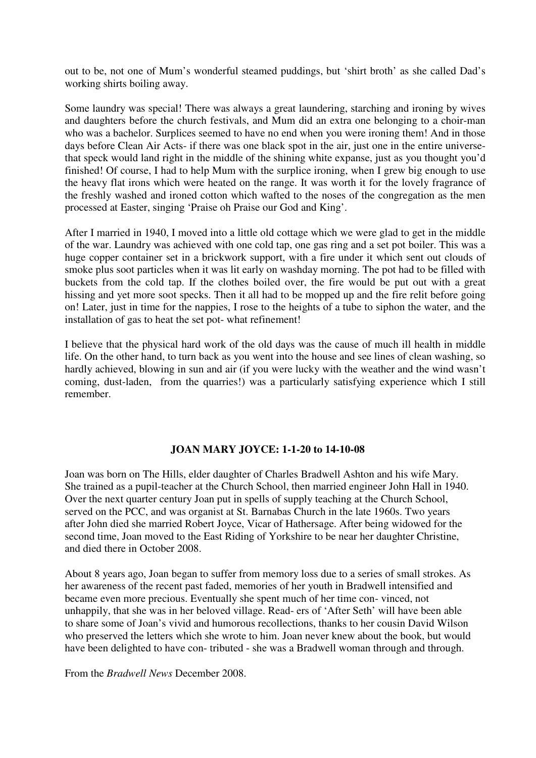out to be, not one of Mum's wonderful steamed puddings, but 'shirt broth' as she called Dad's working shirts boiling away.

Some laundry was special! There was always a great laundering, starching and ironing by wives and daughters before the church festivals, and Mum did an extra one belonging to a choir-man who was a bachelor. Surplices seemed to have no end when you were ironing them! And in those days before Clean Air Acts- if there was one black spot in the air, just one in the entire universe- that speck would land right in the middle of the shining white expanse, just as you thought you'd finished! Of course, I had to help Mum with the surplice ironing, when I grew big enough to use the heavy flat irons which were heated on the range. It was worth it for the lovely fragrance of the freshly washed and ironed cotton which wafted to the noses of the congregation as the men processed at Easter, singing 'Praise oh Praise our God and King'.

After I married in 1940, I moved into a little old cottage which we were glad to get in the middle of the war. Laundry was achieved with one cold tap, one gas ring and a set pot boiler. This was a huge copper container set in a brickwork support, with a fire under it which sent out clouds of smoke plus soot particles when it was lit early on washday morning. The pot had to be filled with buckets from the cold tap. If the clothes boiled over, the fire would be put out with a great hissing and yet more soot specks. Then it all had to be mopped up and the fire relit before going on! Later, just in time for the nappies, I rose to the heights of a tube to siphon the water, and the installation of gas to heat the set pot- what refinement!

I believe that the physical hard work of the old days was the cause of much ill health in middle life. On the other hand, to turn back as you went into the house and see lines of clean washing, so hardly achieved, blowing in sun and air (if you were lucky with the weather and the wind wasn't coming, dust-laden, from the quarries!) was a particularly satisfying experience which I still remember.

**JOAN MARY JOYCE: 1-1-20 to 14-10-08**

Joan was born on The Hills, elder daughter of Charles Bradwell Ashton and his wife Mary. She trained as a pupil-teacher at the Church School, then married engineer John Hall in 1940. Over the next quarter century Joan put in spells of supply teaching at the Church School, served on the PCC, and was organist at St. Barnabas Church in the late 1960s. Two years after John died she married Robert Joyce, Vicar of Hathersage. After being widowed for the second time, Joan moved to the East Riding of Yorkshire to be near her daughter Christine, and died there in October 2008.

About 8 years ago, Joan began to suffer from memory loss due to a series of small strokes. As her awareness of the recent past faded, memories of her youth in Bradwell intensified and became even more precious. Eventually she spent much of her time con- vinced, not unhappily, that she was in her beloved village. Read- ers of 'After Seth' will have been able to share some of Joan's vivid and humorous recollections, thanks to her cousin David Wilson who preserved the letters which she wrote to him. Joan never knew about the book, but would have been delighted to have con- tributed - she was a Bradwell woman through and through.

From the *Bradwell News* December 2008.